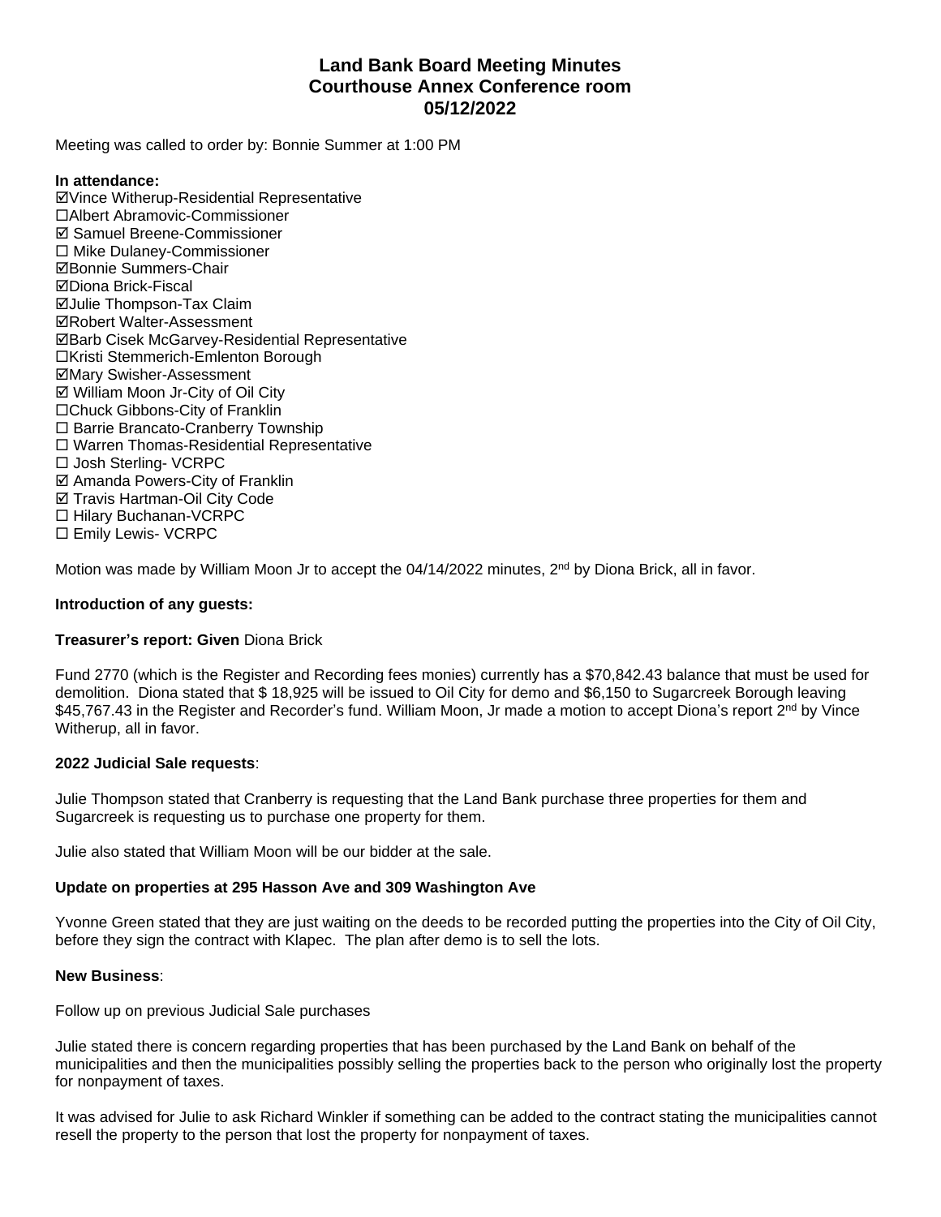# Land Bank Board Meeting Minutes
# Courthouse Annex Conference room
# 05/12/2022

Meeting was called to order by: Bonnie Summer at 1:00 PM

**In attendance:**

☑Vince Witherup-Residential Representative
☐Albert Abramovic-Commissioner
☑ Samuel Breene-Commissioner
☐ Mike Dulaney-Commissioner
☑Bonnie Summers-Chair
☑Diona Brick-Fiscal
☑Julie Thompson-Tax Claim
☑Robert Walter-Assessment
☑Barb Cisek McGarvey-Residential Representative
☐Kristi Stemmerich-Emlenton Borough
☑Mary Swisher-Assessment
☑ William Moon Jr-City of Oil City
☐Chuck Gibbons-City of Franklin
☐ Barrie Brancato-Cranberry Township
☐ Warren Thomas-Residential Representative
☐ Josh Sterling- VCRPC
☑ Amanda Powers-City of Franklin
☑ Travis Hartman-Oil City Code
☐ Hilary Buchanan-VCRPC
☐ Emily Lewis- VCRPC

Motion was made by William Moon Jr to accept the 04/14/2022 minutes, 2nd by Diona Brick, all in favor.

**Introduction of any guests:**

**Treasurer's report: Given** Diona Brick

Fund 2770 (which is the Register and Recording fees monies) currently has a $70,842.43 balance that must be used for demolition. Diona stated that $ 18,925 will be issued to Oil City for demo and $6,150 to Sugarcreek Borough leaving $45,767.43 in the Register and Recorder's fund. William Moon, Jr made a motion to accept Diona's report 2nd by Vince Witherup, all in favor.

**2022 Judicial Sale requests**:

Julie Thompson stated that Cranberry is requesting that the Land Bank purchase three properties for them and Sugarcreek is requesting us to purchase one property for them.

Julie also stated that William Moon will be our bidder at the sale.

**Update on properties at 295 Hasson Ave and 309 Washington Ave**

Yvonne Green stated that they are just waiting on the deeds to be recorded putting the properties into the City of Oil City, before they sign the contract with Klapec. The plan after demo is to sell the lots.

**New Business**:

Follow up on previous Judicial Sale purchases

Julie stated there is concern regarding properties that has been purchased by the Land Bank on behalf of the municipalities and then the municipalities possibly selling the properties back to the person who originally lost the property for nonpayment of taxes.

It was advised for Julie to ask Richard Winkler if something can be added to the contract stating the municipalities cannot resell the property to the person that lost the property for nonpayment of taxes.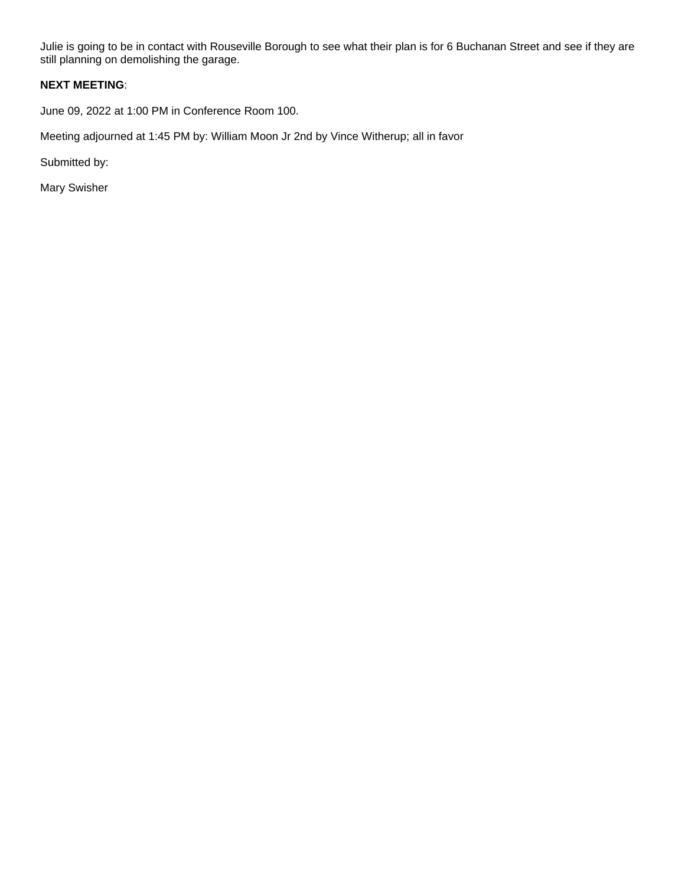Julie is going to be in contact with Rouseville Borough to see what their plan is for 6 Buchanan Street and see if they are still planning on demolishing the garage.

**NEXT MEETING**:

June 09, 2022 at 1:00 PM in Conference Room 100.

Meeting adjourned at 1:45 PM by: William Moon Jr 2nd by Vince Witherup; all in favor

Submitted by:

Mary Swisher